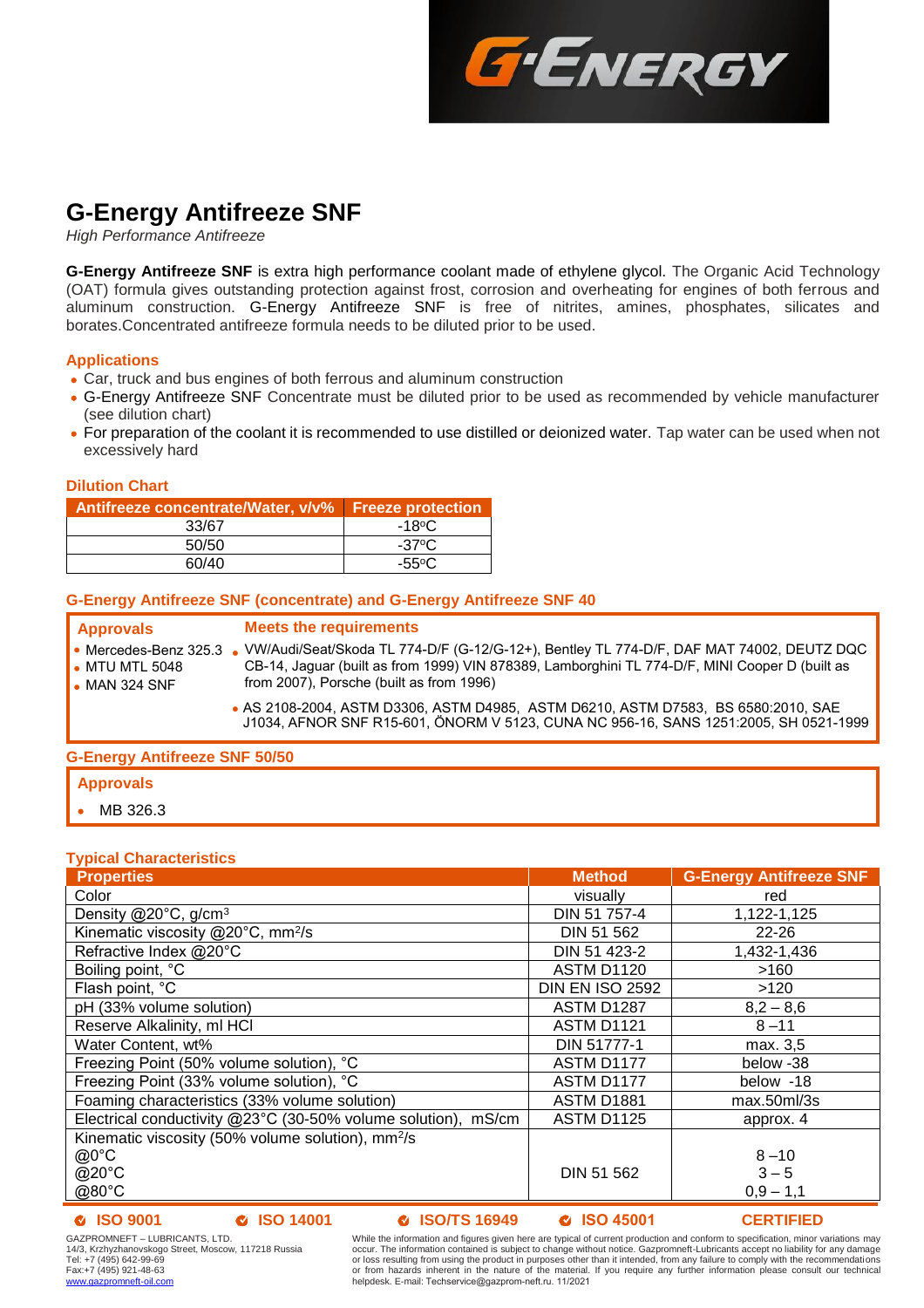# G-Energy Antifreeze SNF

*High Performance Antifreeze*

**G-Energy Antifreeze SNF** is extra high performance coolant made of ethylene glycol. The Organic Acid Technology (OAT) formula gives outstanding protection against frost, corrosion and overheating for engines of both ferrous and aluminum construction. G-Energy Antifreeze SNF is free of nitrites, amines, phosphates, silicates and borates.Concentrated antifreeze formula needs to be diluted prior to be used.

## Applications

- Car, truck and bus engines of both ferrous and aluminum construction
- G-Energy Antifreeze SNF Concentrate must be diluted prior to be used as recommended by vehicle manufacturer (see dilution chart)
- For preparation of the coolant it is recommended to use distilled or deionized water. Tap water can be used when not excessively hard

## Dilution Chart

| Antifreeze concentrate/Water, v/v% | Freeze protection |
|---|---|
| 33/67 | -18°C |
| 50/50 | -37°C |
| 60/40 | -55°C |

## G-Energy Antifreeze SNF (concentrate) and G-Energy Antifreeze SNF 40

**Approvals**

- Mercedes-Benz 325.3
- MTU MTL 5048
- MAN 324 SNF

**Meets the requirements**

- VW/Audi/Seat/Skoda TL 774-D/F (G-12/G-12+), Bentley TL 774-D/F, DAF MAT 74002, DEUTZ DQC CB-14, Jaguar (built as from 1999) VIN 878389, Lamborghini TL 774-D/F, MINI Cooper D (built as from 2007), Porsche (built as from 1996)
- AS 2108-2004, ASTM D3306, ASTM D4985, ASTM D6210, ASTM D7583, BS 6580:2010, SAE J1034, AFNOR SNF R15-601, ÖNORM V 5123, CUNA NC 956-16, SANS 1251:2005, SH 0521-1999

## G-Energy Antifreeze SNF 50/50

**Approvals**

- MB 326.3

## Typical Characteristics

| Properties | Method | G-Energy Antifreeze SNF |
|---|---|---|
| Color | visually | red |
| Density @20°C, g/cm³ | DIN 51 757-4 | 1,122-1,125 |
| Kinematic viscosity @20°C, mm²/s | DIN 51 562 | 22-26 |
| Refractive Index @20°C | DIN 51 423-2 | 1,432-1,436 |
| Boiling point, °C | ASTM D1120 | >160 |
| Flash point, °C | DIN EN ISO 2592 | >120 |
| pH (33% volume solution) | ASTM D1287 | 8,2 – 8,6 |
| Reserve Alkalinity, ml HCl | ASTM D1121 | 8 –11 |
| Water Content, wt% | DIN 51777-1 | max. 3,5 |
| Freezing Point (50% volume solution), °C | ASTM D1177 | below -38 |
| Freezing Point (33% volume solution), °C | ASTM D1177 | below -18 |
| Foaming characteristics (33% volume solution) | ASTM D1881 | max.50ml/3s |
| Electrical conductivity @23°C (30-50% volume solution), mS/cm | ASTM D1125 | approx. 4 |
| Kinematic viscosity (50% volume solution), mm²/s<br>@0°C<br>@20°C<br>@80°C | DIN 51 562 | <br>8 –10<br>3 – 5<br>0,9 – 1,1 |

ISO 9001 ISO 14001 ISO/TS 16949 ISO 45001 CERTIFIED

GAZPROMNEFT – LUBRICANTS, LTD.
14/3, Krzhyzhanovskogo Street, Moscow, 117218 Russia
Tel: +7 (495) 642-99-69
Fax:+7 (495) 921-48-63
www.gazpromneft-oil.com

While the information and figures given here are typical of current production and conform to specification, minor variations may occur. The information contained is subject to change without notice. Gazpromneft-Lubricants accept no liability for any damage or loss resulting from using the product in purposes other than it intended, from any failure to comply with the recommendations or from hazards inherent in the nature of the material. If you require any further information please consult our technical helpdesk. E-mail: Techservice@gazprom-neft.ru. 11/2021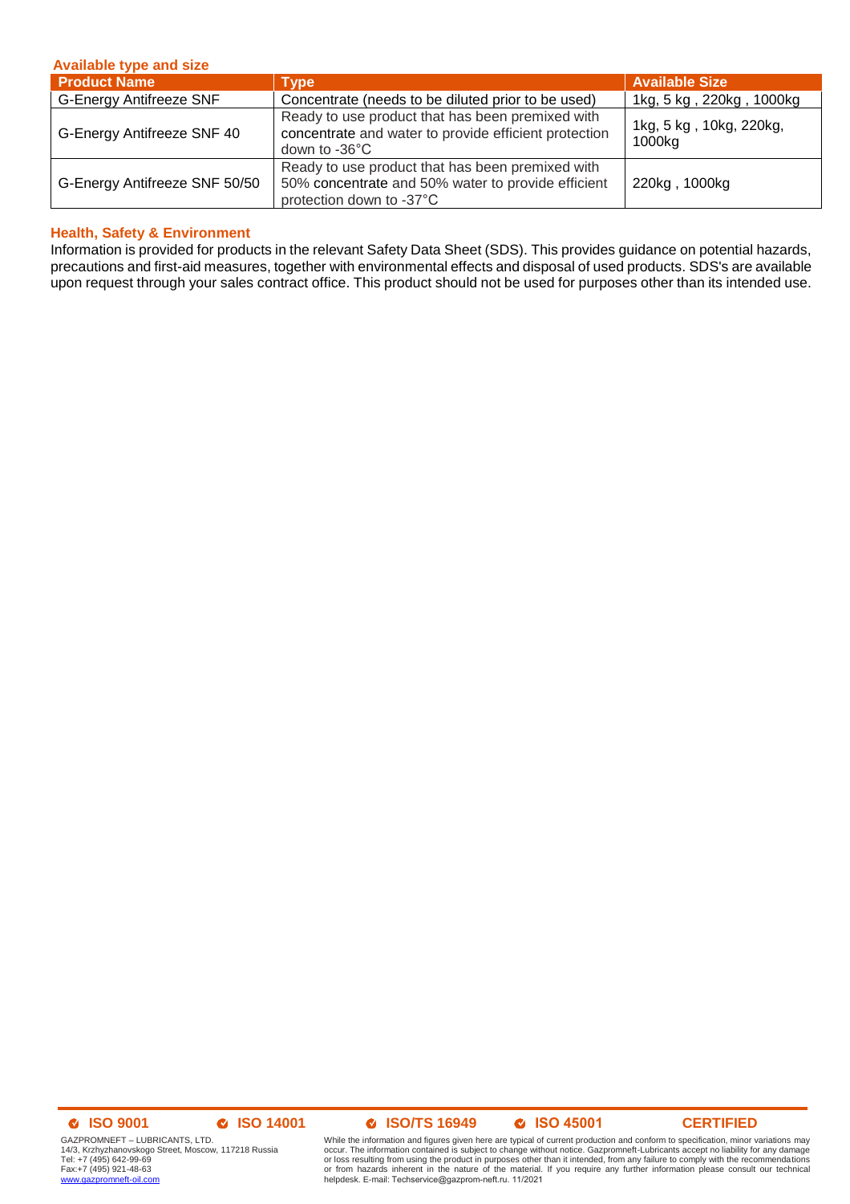## Available type and size

| Product Name | Type | Available Size |
|---|---|---|
| G-Energy Antifreeze SNF | Concentrate (needs to be diluted prior to be used) | 1kg, 5 kg , 220kg , 1000kg |
| G-Energy Antifreeze SNF 40 | Ready to use product that has been premixed with concentrate and water to provide efficient protection down to -36°C | 1kg, 5 kg , 10kg, 220kg, 1000kg |
| G-Energy Antifreeze SNF 50/50 | Ready to use product that has been premixed with 50% concentrate and 50% water to provide efficient protection down to -37°C | 220kg , 1000kg |

## Health, Safety & Environment

Information is provided for products in the relevant Safety Data Sheet (SDS). This provides guidance on potential hazards, precautions and first-aid measures, together with environmental effects and disposal of used products. SDS's are available upon request through your sales contract office. This product should not be used for purposes other than its intended use.

**ISO 9001** **ISO 14001** **ISO/TS 16949** **ISO 45001** **CERTIFIED**

GAZPROMNEFT – LUBRICANTS, LTD.
14/3, Krzhyzhanovskogo Street, Moscow, 117218 Russia
Tel: +7 (495) 642-99-69
Fax:+7 (495) 921-48-63
www.gazpromneft-oil.com

While the information and figures given here are typical of current production and conform to specification, minor variations may occur. The information contained is subject to change without notice. Gazpromneft-Lubricants accept no liability for any damage or loss resulting from using the product in purposes other than it intended, from any failure to comply with the recommendations or from hazards inherent in the nature of the material. If you require any further information please consult our technical helpdesk. E-mail: Techservice@gazprom-neft.ru. 11/2021